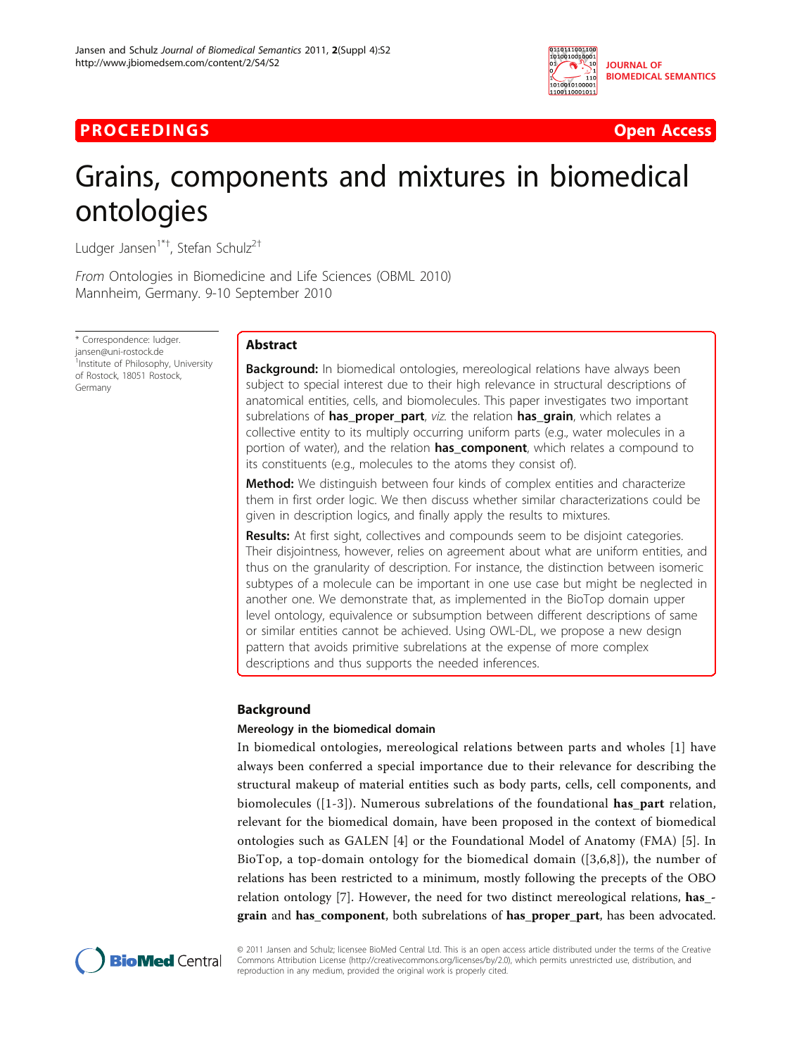**PROCEEDINGS** **Open Access**

# Grains, components and mixtures in biomedical ontologies

Ludger Jansen[1*†], Stefan Schulz[2†]

*From* Ontologies in Biomedicine and Life Sciences (OBML 2010)
Mannheim, Germany. 9-10 September 2010

\* Correspondence: ludger.jansen@uni-rostock.de
[1]Institute of Philosophy, University of Rostock, 18051 Rostock, Germany

## Abstract

**Background:** In biomedical ontologies, mereological relations have always been subject to special interest due to their high relevance in structural descriptions of anatomical entities, cells, and biomolecules. This paper investigates two important subrelations of **has_proper_part**, *viz.* the relation **has_grain**, which relates a collective entity to its multiply occurring uniform parts (e.g., water molecules in a portion of water), and the relation **has_component**, which relates a compound to its constituents (e.g., molecules to the atoms they consist of).

**Method:** We distinguish between four kinds of complex entities and characterize them in first order logic. We then discuss whether similar characterizations could be given in description logics, and finally apply the results to mixtures.

**Results:** At first sight, collectives and compounds seem to be disjoint categories. Their disjointness, however, relies on agreement about what are uniform entities, and thus on the granularity of description. For instance, the distinction between isomeric subtypes of a molecule can be important in one use case but might be neglected in another one. We demonstrate that, as implemented in the BioTop domain upper level ontology, equivalence or subsumption between different descriptions of same or similar entities cannot be achieved. Using OWL-DL, we propose a new design pattern that avoids primitive subrelations at the expense of more complex descriptions and thus supports the needed inferences.

## Background

### Mereology in the biomedical domain

In biomedical ontologies, mereological relations between parts and wholes [1] have always been conferred a special importance due to their relevance for describing the structural makeup of material entities such as body parts, cells, cell components, and biomolecules ([1-3]). Numerous subrelations of the foundational **has_part** relation, relevant for the biomedical domain, have been proposed in the context of biomedical ontologies such as GALEN [4] or the Foundational Model of Anatomy (FMA) [5]. In BioTop, a top-domain ontology for the biomedical domain ([3,6,8]), the number of relations has been restricted to a minimum, mostly following the precepts of the OBO relation ontology [7]. However, the need for two distinct mereological relations, **has_grain** and **has_component**, both subrelations of **has_proper_part**, has been advocated.

© 2011 Jansen and Schulz; licensee BioMed Central Ltd. This is an open access article distributed under the terms of the Creative Commons Attribution License (http://creativecommons.org/licenses/by/2.0), which permits unrestricted use, distribution, and reproduction in any medium, provided the original work is properly cited.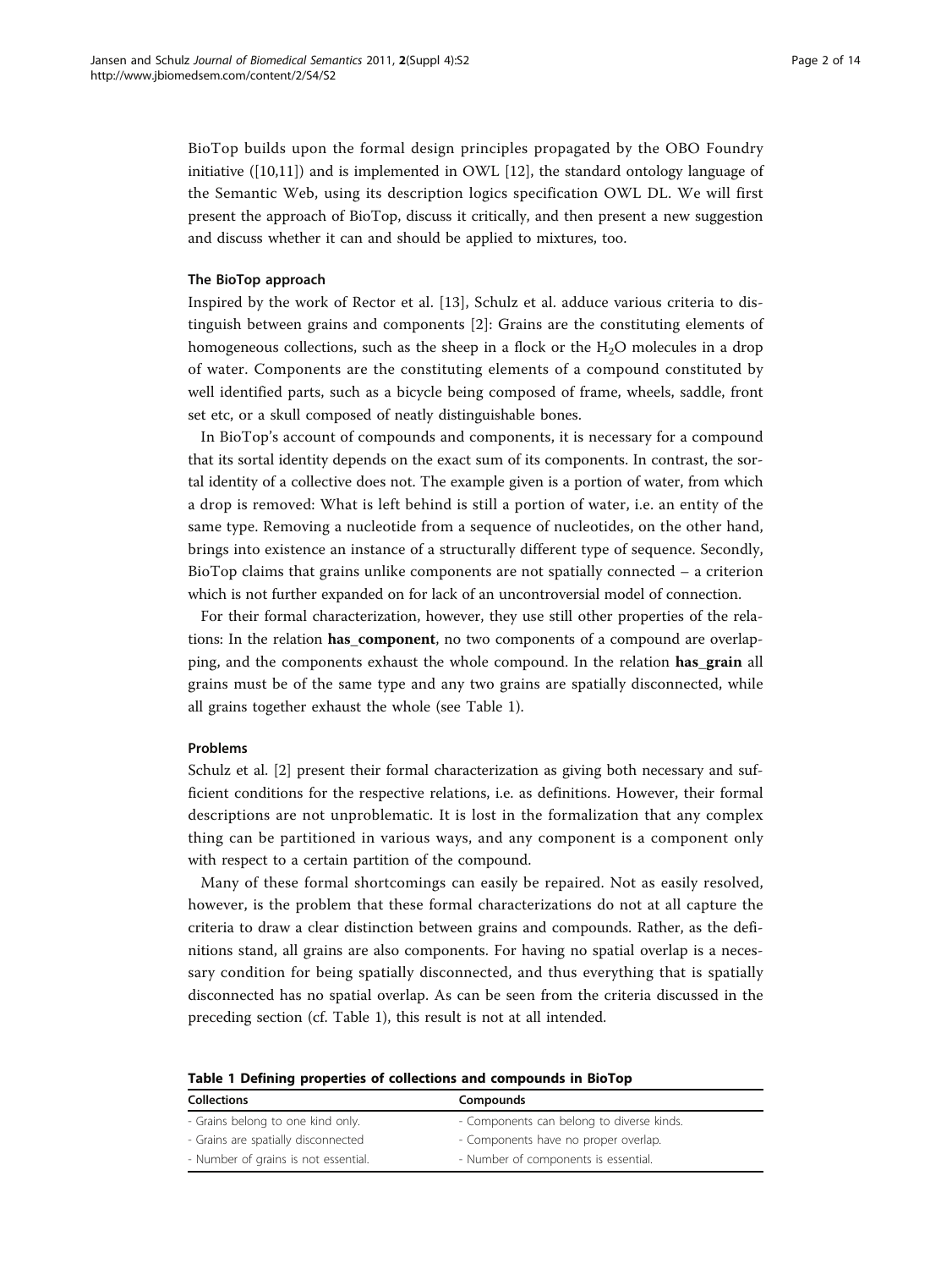BioTop builds upon the formal design principles propagated by the OBO Foundry initiative ([10,11]) and is implemented in OWL [12], the standard ontology language of the Semantic Web, using its description logics specification OWL DL. We will first present the approach of BioTop, discuss it critically, and then present a new suggestion and discuss whether it can and should be applied to mixtures, too.

### The BioTop approach

Inspired by the work of Rector et al. [13], Schulz et al. adduce various criteria to distinguish between grains and components [2]: Grains are the constituting elements of homogeneous collections, such as the sheep in a flock or the $H_2O$ molecules in a drop of water. Components are the constituting elements of a compound constituted by well identified parts, such as a bicycle being composed of frame, wheels, saddle, front set etc, or a skull composed of neatly distinguishable bones.

In BioTop's account of compounds and components, it is necessary for a compound that its sortal identity depends on the exact sum of its components. In contrast, the sortal identity of a collective does not. The example given is a portion of water, from which a drop is removed: What is left behind is still a portion of water, i.e. an entity of the same type. Removing a nucleotide from a sequence of nucleotides, on the other hand, brings into existence an instance of a structurally different type of sequence. Secondly, BioTop claims that grains unlike components are not spatially connected – a criterion which is not further expanded on for lack of an uncontroversial model of connection.

For their formal characterization, however, they use still other properties of the relations: In the relation **has_component**, no two components of a compound are overlapping, and the components exhaust the whole compound. In the relation **has_grain** all grains must be of the same type and any two grains are spatially disconnected, while all grains together exhaust the whole (see Table 1).

### Problems

Schulz et al. [2] present their formal characterization as giving both necessary and sufficient conditions for the respective relations, i.e. as definitions. However, their formal descriptions are not unproblematic. It is lost in the formalization that any complex thing can be partitioned in various ways, and any component is a component only with respect to a certain partition of the compound.

Many of these formal shortcomings can easily be repaired. Not as easily resolved, however, is the problem that these formal characterizations do not at all capture the criteria to draw a clear distinction between grains and compounds. Rather, as the definitions stand, all grains are also components. For having no spatial overlap is a necessary condition for being spatially disconnected, and thus everything that is spatially disconnected has no spatial overlap. As can be seen from the criteria discussed in the preceding section (cf. Table 1), this result is not at all intended.

**Table 1 Defining properties of collections and compounds in BioTop**

| Collections | Compounds |
| --- | --- |
| - Grains belong to one kind only. | - Components can belong to diverse kinds. |
| - Grains are spatially disconnected | - Components have no proper overlap. |
| - Number of grains is not essential. | - Number of components is essential. |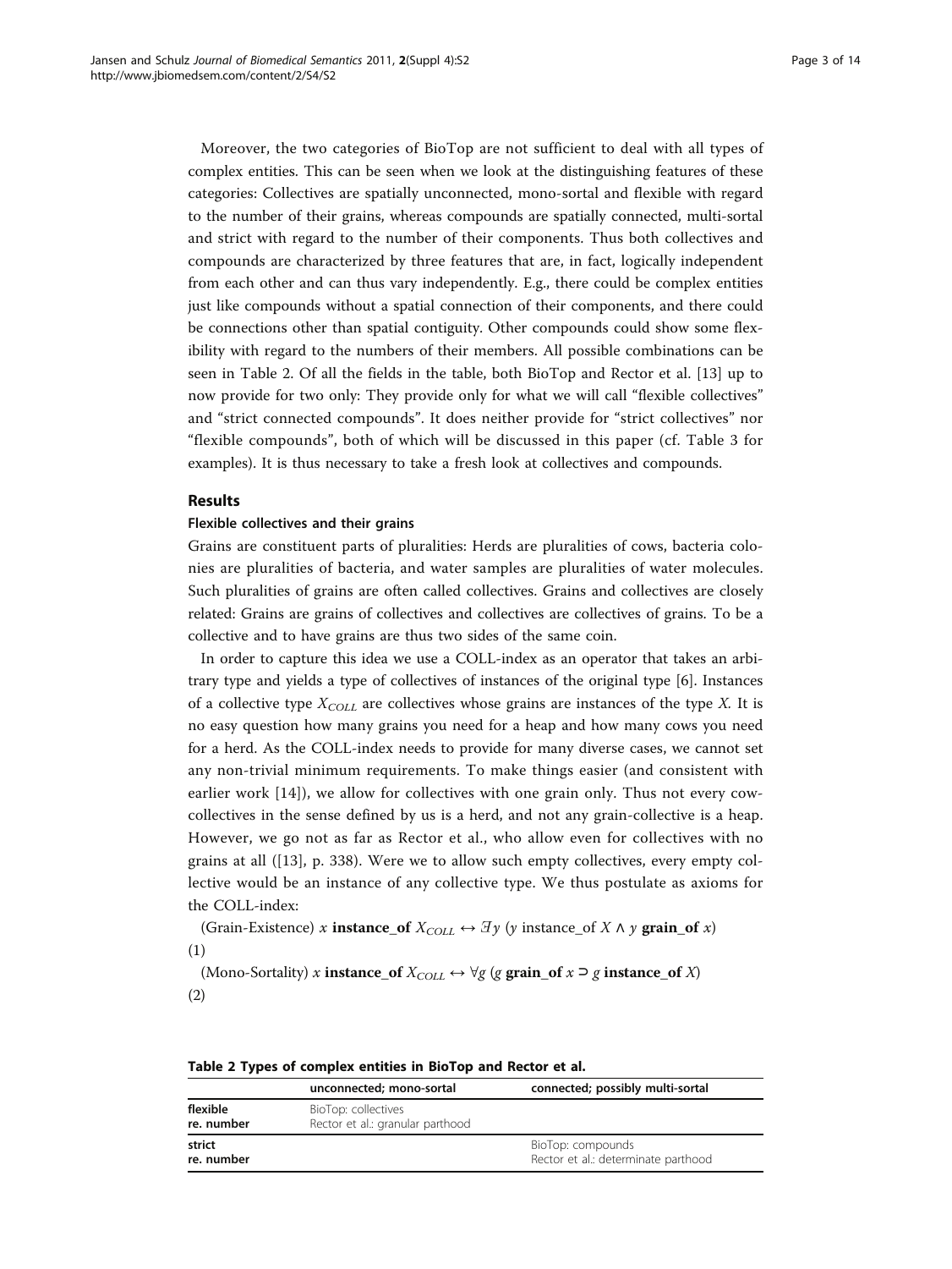Moreover, the two categories of BioTop are not sufficient to deal with all types of complex entities. This can be seen when we look at the distinguishing features of these categories: Collectives are spatially unconnected, mono-sortal and flexible with regard to the number of their grains, whereas compounds are spatially connected, multi-sortal and strict with regard to the number of their components. Thus both collectives and compounds are characterized by three features that are, in fact, logically independent from each other and can thus vary independently. E.g., there could be complex entities just like compounds without a spatial connection of their components, and there could be connections other than spatial contiguity. Other compounds could show some flexibility with regard to the numbers of their members. All possible combinations can be seen in Table 2. Of all the fields in the table, both BioTop and Rector et al. [13] up to now provide for two only: They provide only for what we will call "flexible collectives" and "strict connected compounds". It does neither provide for "strict collectives" nor "flexible compounds", both of which will be discussed in this paper (cf. Table 3 for examples). It is thus necessary to take a fresh look at collectives and compounds.

## Results

### Flexible collectives and their grains

Grains are constituent parts of pluralities: Herds are pluralities of cows, bacteria colonies are pluralities of bacteria, and water samples are pluralities of water molecules. Such pluralities of grains are often called collectives. Grains and collectives are closely related: Grains are grains of collectives and collectives are collectives of grains. To be a collective and to have grains are thus two sides of the same coin.

In order to capture this idea we use a COLL-index as an operator that takes an arbitrary type and yields a type of collectives of instances of the original type [6]. Instances of a collective type $X_{COLL}$ are collectives whose grains are instances of the type $X$. It is no easy question how many grains you need for a heap and how many cows you need for a herd. As the COLL-index needs to provide for many diverse cases, we cannot set any non-trivial minimum requirements. To make things easier (and consistent with earlier work [14]), we allow for collectives with one grain only. Thus not every cow-collectives in the sense defined by us is a herd, and not any grain-collective is a heap. However, we go not as far as Rector et al., who allow even for collectives with no grains at all ([13], p. 338). Were we to allow such empty collectives, every empty collective would be an instance of any collective type. We thus postulate as axioms for the COLL-index:

(Grain-Existence) $x$ **instance_of** $X_{COLL} \leftrightarrow \exists y$ ($y$ instance_of $X \wedge y$ **grain_of** $x$)
(1)

(Mono-Sortality) $x$ **instance_of** $X_{COLL} \leftrightarrow \forall g$ ($g$ **grain_of** $x \supset g$ **instance_of** $X$)
(2)

**Table 2 Types of complex entities in BioTop and Rector et al.**

| | unconnected; mono-sortal | connected; possibly multi-sortal |
|---|---|---|
| **flexible re. number** | BioTop: collectives<br>Rector et al.: granular parthood | |
| **strict re. number** | | BioTop: compounds<br>Rector et al.: determinate parthood |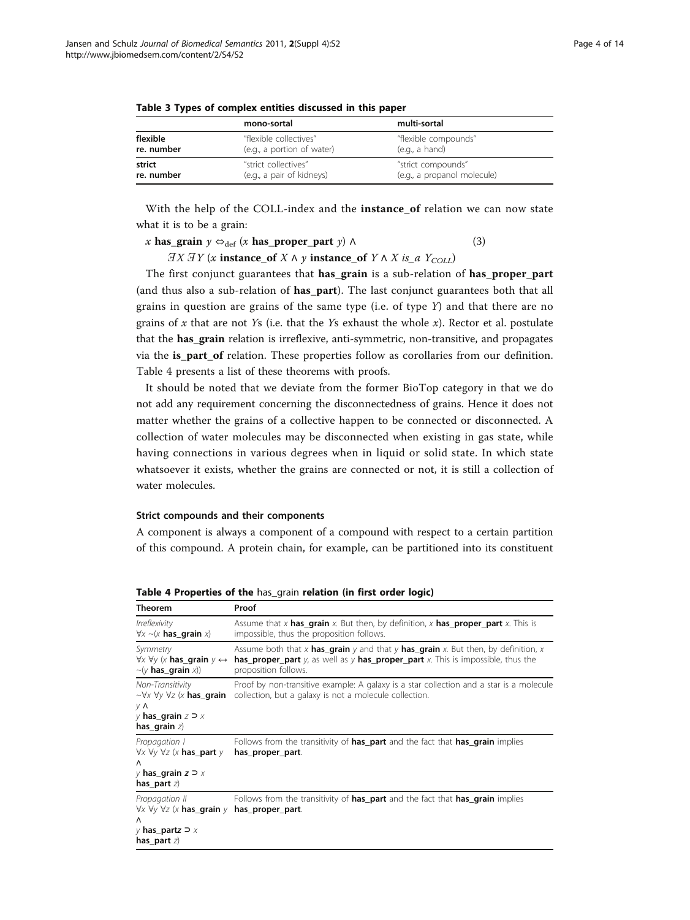**Table 3 Types of complex entities discussed in this paper**

| | mono-sortal | multi-sortal |
|---|---|---|
| flexible re. number | "flexible collectives" (e.g., a portion of water) | "flexible compounds" (e.g., a hand) |
| strict re. number | "strict collectives" (e.g., a pair of kidneys) | "strict compounds" (e.g., a propanol molecule) |

With the help of the COLL-index and the **instance_of** relation we can now state what it is to be a grain:

$$x \textbf{ has\_grain } y \Leftrightarrow_{\text{def}} (x \textbf{ has\_proper\_part } y) \wedge \exists X \exists Y (x \textbf{ instance\_of } X \wedge y \textbf{ instance\_of } Y \wedge X \textit{ is\_a } Y_{COLL}) \quad (3)$$

The first conjunct guarantees that **has_grain** is a sub-relation of **has_proper_part** (and thus also a sub-relation of **has_part**). The last conjunct guarantees both that all grains in question are grains of the same type (i.e. of type *Y*) and that there are no grains of *x* that are not *Y*s (i.e. that the *Y*s exhaust the whole *x*). Rector et al. postulate that the **has_grain** relation is irreflexive, anti-symmetric, non-transitive, and propagates via the **is_part_of** relation. These properties follow as corollaries from our definition. Table 4 presents a list of these theorems with proofs.

It should be noted that we deviate from the former BioTop category in that we do not add any requirement concerning the disconnectedness of grains. Hence it does not matter whether the grains of a collective happen to be connected or disconnected. A collection of water molecules may be disconnected when existing in gas state, while having connections in various degrees when in liquid or solid state. In which state whatsoever it exists, whether the grains are connected or not, it is still a collection of water molecules.

### Strict compounds and their components

A component is always a component of a compound with respect to a certain partition of this compound. A protein chain, for example, can be partitioned into its constituent

**Table 4 Properties of the has_grain relation (in first order logic)**

| Theorem | Proof |
|---|---|
| *Irreflexivity* $\forall x \sim(x \textbf{ has\_grain } x)$ | Assume that *x* **has_grain** *x*. But then, by definition, *x* **has_proper_part** *x*. This is impossible, thus the proposition follows. |
| *Symmetry* $\forall x \forall y (x \textbf{ has\_grain } y \leftrightarrow \sim(y \textbf{ has\_grain } x))$ | Assume both that *x* **has_grain** *y* and that *y* **has_grain** *x*. But then, by definition, *x* **has_proper_part** *y*, as well as *y* **has_proper_part** *x*. This is impossible, thus the proposition follows. |
| *Non-Transitivity* $\sim\forall x \forall y \forall z (x \textbf{ has\_grain } y \wedge y \textbf{ has\_grain } z \supset x \textbf{ has\_grain } z)$ | Proof by non-transitive example: A galaxy is a star collection and a star is a molecule collection, but a galaxy is not a molecule collection. |
| *Propagation I* $\forall x \forall y \forall z (x \textbf{ has\_part } y \wedge y \textbf{ has\_grain } z \supset x \textbf{ has\_part } z)$ | Follows from the transitivity of **has_part** and the fact that **has_grain** implies **has_proper_part**. |
| *Propagation II* $\forall x \forall y \forall z (x \textbf{ has\_grain } y \wedge y \textbf{ has\_part} z \supset x \textbf{ has\_part } z)$ | Follows from the transitivity of **has_part** and the fact that **has_grain** implies **has_proper_part**. |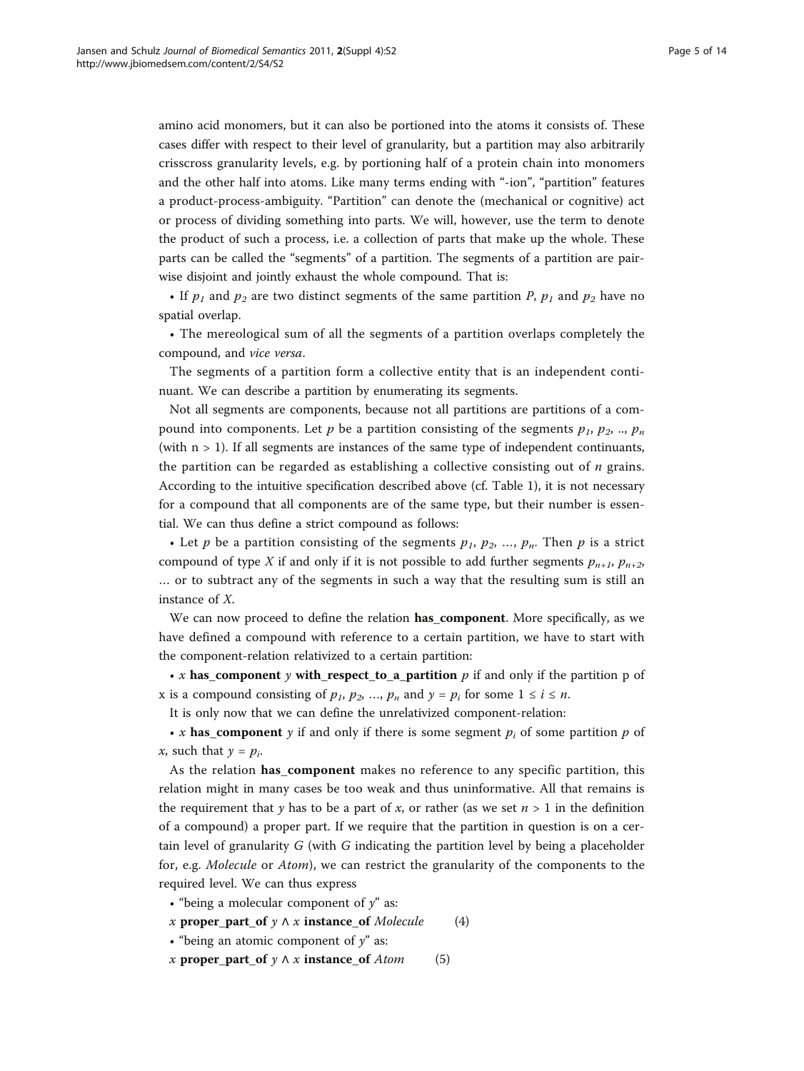amino acid monomers, but it can also be portioned into the atoms it consists of. These cases differ with respect to their level of granularity, but a partition may also arbitrarily crisscross granularity levels, e.g. by portioning half of a protein chain into monomers and the other half into atoms. Like many terms ending with "-ion", "partition" features a product-process-ambiguity. "Partition" can denote the (mechanical or cognitive) act or process of dividing something into parts. We will, however, use the term to denote the product of such a process, i.e. a collection of parts that make up the whole. These parts can be called the "segments" of a partition. The segments of a partition are pairwise disjoint and jointly exhaust the whole compound. That is:

- If $p_1$ and $p_2$ are two distinct segments of the same partition *P*, $p_1$ and $p_2$ have no spatial overlap.
- The mereological sum of all the segments of a partition overlaps completely the compound, and *vice versa*.

The segments of a partition form a collective entity that is an independent continuant. We can describe a partition by enumerating its segments.

Not all segments are components, because not all partitions are partitions of a compound into components. Let *p* be a partition consisting of the segments $p_1$, $p_2$, .., $p_n$ (with n > 1). If all segments are instances of the same type of independent continuants, the partition can be regarded as establishing a collective consisting out of *n* grains. According to the intuitive specification described above (cf. Table 1), it is not necessary for a compound that all components are of the same type, but their number is essential. We can thus define a strict compound as follows:

- Let *p* be a partition consisting of the segments $p_1$, $p_2$, ..., $p_n$. Then *p* is a strict compound of type *X* if and only if it is not possible to add further segments $p_{n+1}$, $p_{n+2}$, ... or to subtract any of the segments in such a way that the resulting sum is still an instance of *X*.

We can now proceed to define the relation **has_component**. More specifically, as we have defined a compound with reference to a certain partition, we have to start with the component-relation relativized to a certain partition:

- *x* **has_component** *y* **with_respect_to_a_partition** *p* if and only if the partition p of x is a compound consisting of $p_1$, $p_2$, ..., $p_n$ and $y = p_i$ for some $1 \leq i \leq n$.

It is only now that we can define the unrelativized component-relation:

- *x* **has_component** *y* if and only if there is some segment $p_i$ of some partition *p* of *x*, such that $y = p_i$.

As the relation **has_component** makes no reference to any specific partition, this relation might in many cases be too weak and thus uninformative. All that remains is the requirement that *y* has to be a part of *x*, or rather (as we set $n > 1$ in the definition of a compound) a proper part. If we require that the partition in question is on a certain level of granularity *G* (with *G* indicating the partition level by being a placeholder for, e.g. *Molecule* or *Atom*), we can restrict the granularity of the components to the required level. We can thus express

- "being a molecular component of *y*" as:

*x* **proper_part_of** *y* ∧ *x* **instance_of** *Molecule* (4)

- "being an atomic component of *y*" as:

*x* **proper_part_of** *y* ∧ *x* **instance_of** *Atom* (5)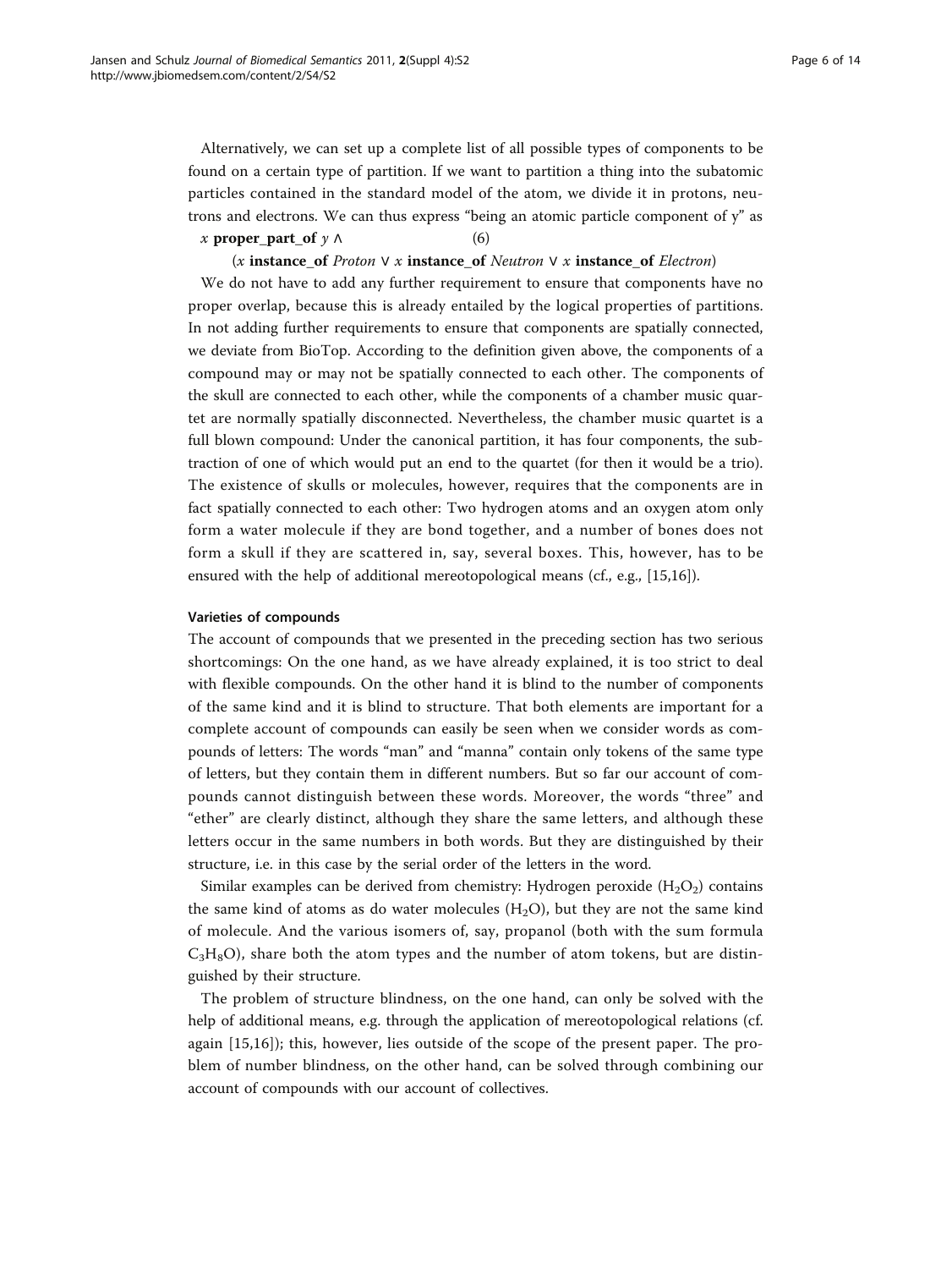Alternatively, we can set up a complete list of all possible types of components to be found on a certain type of partition. If we want to partition a thing into the subatomic particles contained in the standard model of the atom, we divide it in protons, neutrons and electrons. We can thus express "being an atomic particle component of y" as

*x* **proper_part_of** *y* ∧ (6)

(*x* **instance_of** *Proton* ∨ *x* **instance_of** *Neutron* ∨ *x* **instance_of** *Electron*)

We do not have to add any further requirement to ensure that components have no proper overlap, because this is already entailed by the logical properties of partitions. In not adding further requirements to ensure that components are spatially connected, we deviate from BioTop. According to the definition given above, the components of a compound may or may not be spatially connected to each other. The components of the skull are connected to each other, while the components of a chamber music quartet are normally spatially disconnected. Nevertheless, the chamber music quartet is a full blown compound: Under the canonical partition, it has four components, the subtraction of one of which would put an end to the quartet (for then it would be a trio). The existence of skulls or molecules, however, requires that the components are in fact spatially connected to each other: Two hydrogen atoms and an oxygen atom only form a water molecule if they are bond together, and a number of bones does not form a skull if they are scattered in, say, several boxes. This, however, has to be ensured with the help of additional mereotopological means (cf., e.g., [15,16]).

#### Varieties of compounds

The account of compounds that we presented in the preceding section has two serious shortcomings: On the one hand, as we have already explained, it is too strict to deal with flexible compounds. On the other hand it is blind to the number of components of the same kind and it is blind to structure. That both elements are important for a complete account of compounds can easily be seen when we consider words as compounds of letters: The words "man" and "manna" contain only tokens of the same type of letters, but they contain them in different numbers. But so far our account of compounds cannot distinguish between these words. Moreover, the words "three" and "ether" are clearly distinct, although they share the same letters, and although these letters occur in the same numbers in both words. But they are distinguished by their structure, i.e. in this case by the serial order of the letters in the word.

Similar examples can be derived from chemistry: Hydrogen peroxide ($H_2O_2$) contains the same kind of atoms as do water molecules ($H_2O$), but they are not the same kind of molecule. And the various isomers of, say, propanol (both with the sum formula $C_3H_8O$), share both the atom types and the number of atom tokens, but are distinguished by their structure.

The problem of structure blindness, on the one hand, can only be solved with the help of additional means, e.g. through the application of mereotopological relations (cf. again [15,16]); this, however, lies outside of the scope of the present paper. The problem of number blindness, on the other hand, can be solved through combining our account of compounds with our account of collectives.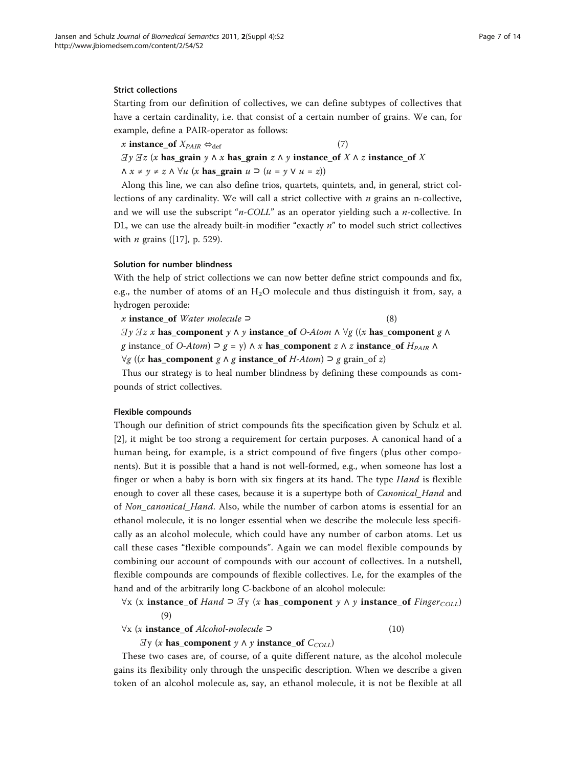### Strict collections

Starting from our definition of collectives, we can define subtypes of collectives that have a certain cardinality, i.e. that consist of a certain number of grains. We can, for example, define a PAIR-operator as follows:

$$x \textbf{ instance\_of } X_{PAIR} \Leftrightarrow_{\text{def}} \quad (7)$$
$$\exists y \, \exists z \, (x \textbf{ has\_grain } y \wedge x \textbf{ has\_grain } z \wedge y \textbf{ instance\_of } X \wedge z \textbf{ instance\_of } X$$
$$\wedge \, x \neq y \neq z \wedge \forall u \, (x \textbf{ has\_grain } u \supset (u = y \vee u = z))$$

Along this line, we can also define trios, quartets, quintets, and, in general, strict collections of any cardinality. We will call a strict collective with $n$ grains an n-collective, and we will use the subscript "*n-COLL*" as an operator yielding such a *n*-collective. In DL, we can use the already built-in modifier "exactly $n$" to model such strict collectives with $n$ grains ([17], p. 529).

### Solution for number blindness

With the help of strict collections we can now better define strict compounds and fix, e.g., the number of atoms of an $H_2O$ molecule and thus distinguish it from, say, a hydrogen peroxide:

$$x \textbf{ instance\_of } \textit{Water molecule} \supset \quad (8)$$
$$\exists y \, \exists z \; x \textbf{ has\_component } y \wedge y \textbf{ instance\_of } \textit{O-Atom} \wedge \forall g \, ((x \textbf{ has\_component } g \wedge$$
$$g \text{ instance\_of } \textit{O-Atom}) \supset g = y) \wedge x \textbf{ has\_component } z \wedge z \textbf{ instance\_of } H_{PAIR} \wedge$$
$$\forall g \, ((x \textbf{ has\_component } g \wedge g \textbf{ instance\_of } \textit{H-Atom}) \supset g \text{ grain\_of } z)$$

Thus our strategy is to heal number blindness by defining these compounds as compounds of strict collectives.

### Flexible compounds

Though our definition of strict compounds fits the specification given by Schulz et al. [2], it might be too strong a requirement for certain purposes. A canonical hand of a human being, for example, is a strict compound of five fingers (plus other components). But it is possible that a hand is not well-formed, e.g., when someone has lost a finger or when a baby is born with six fingers at its hand. The type *Hand* is flexible enough to cover all these cases, because it is a supertype both of *Canonical_Hand* and of *Non_canonical_Hand*. Also, while the number of carbon atoms is essential for an ethanol molecule, it is no longer essential when we describe the molecule less specifically as an alcohol molecule, which could have any number of carbon atoms. Let us call these cases "flexible compounds". Again we can model flexible compounds by combining our account of compounds with our account of collectives. In a nutshell, flexible compounds are compounds of flexible collectives. I.e, for the examples of the hand and of the arbitrarily long C-backbone of an alcohol molecule:

$$\forall x \, (x \textbf{ instance\_of } \textit{Hand} \supset \exists y \, (x \textbf{ has\_component } y \wedge y \textbf{ instance\_of } \textit{Finger}_{COLL}) \quad (9)$$

$$\forall x \, (x \textbf{ instance\_of } \textit{Alcohol-molecule} \supset \quad (10)$$
$$\exists y \, (x \textbf{ has\_component } y \wedge y \textbf{ instance\_of } C_{COLL})$$

These two cases are, of course, of a quite different nature, as the alcohol molecule gains its flexibility only through the unspecific description. When we describe a given token of an alcohol molecule as, say, an ethanol molecule, it is not be flexible at all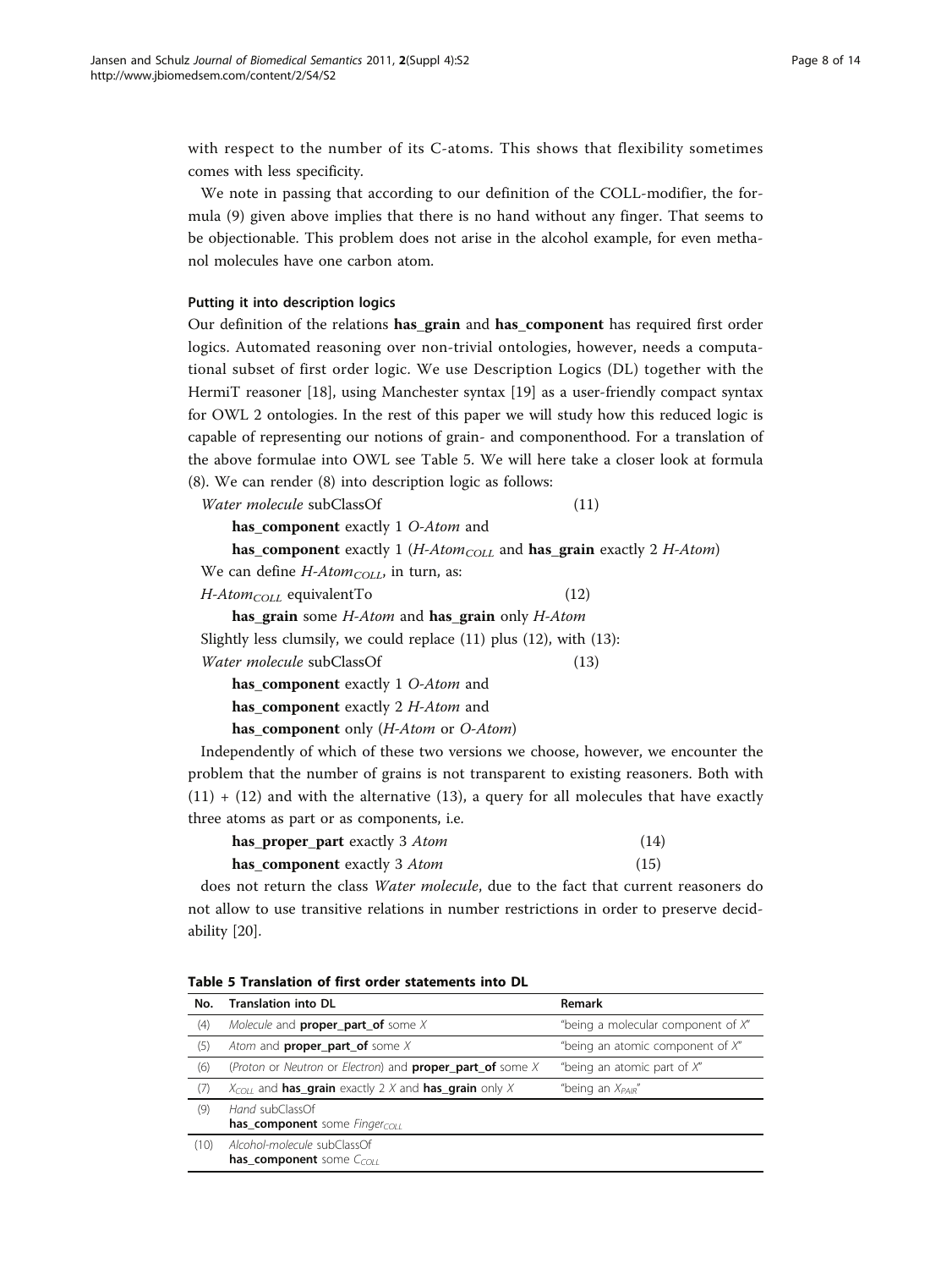with respect to the number of its C-atoms. This shows that flexibility sometimes comes with less specificity.

We note in passing that according to our definition of the COLL-modifier, the formula (9) given above implies that there is no hand without any finger. That seems to be objectionable. This problem does not arise in the alcohol example, for even methanol molecules have one carbon atom.

#### Putting it into description logics

Our definition of the relations **has_grain** and **has_component** has required first order logics. Automated reasoning over non-trivial ontologies, however, needs a computational subset of first order logic. We use Description Logics (DL) together with the HermiT reasoner [18], using Manchester syntax [19] as a user-friendly compact syntax for OWL 2 ontologies. In the rest of this paper we will study how this reduced logic is capable of representing our notions of grain- and componenthood. For a translation of the above formulae into OWL see Table 5. We will here take a closer look at formula (8). We can render (8) into description logic as follows:

*Water molecule* subClassOf (11)

**has_component** exactly 1 *O-Atom* and

**has_component** exactly 1 (*H-Atom*$_{COLL}$ and **has_grain** exactly 2 *H-Atom*)

We can define *H-Atom*$_{COLL}$, in turn, as:

*H-Atom*$_{COLL}$ equivalentTo (12)

**has_grain** some *H-Atom* and **has_grain** only *H-Atom*

Slightly less clumsily, we could replace (11) plus (12), with (13):

*Water molecule* subClassOf (13)

**has_component** exactly 1 *O-Atom* and

**has_component** exactly 2 *H-Atom* and

**has_component** only (*H-Atom* or *O-Atom*)

Independently of which of these two versions we choose, however, we encounter the problem that the number of grains is not transparent to existing reasoners. Both with (11) + (12) and with the alternative (13), a query for all molecules that have exactly three atoms as part or as components, i.e.

**has_proper_part** exactly 3 *Atom* (14)

**has_component** exactly 3 *Atom* (15)

does not return the class *Water molecule*, due to the fact that current reasoners do not allow to use transitive relations in number restrictions in order to preserve decidability [20].

**Table 5 Translation of first order statements into DL**

| No. | Translation into DL | Remark |
|---|---|---|
| (4) | *Molecule* and **proper_part_of** some *X* | "being a molecular component of *X*" |
| (5) | *Atom* and **proper_part_of** some *X* | "being an atomic component of *X*" |
| (6) | (*Proton* or *Neutron* or *Electron*) and **proper_part_of** some *X* | "being an atomic part of *X*" |
| (7) | $X_{COLL}$ and **has_grain** exactly 2 *X* and **has_grain** only *X* | "being an $X_{PAIR}$" |
| (9) | *Hand* subClassOf **has_component** some *Finger*$_{COLL}$ | |
| (10) | *Alcohol-molecule* subClassOf **has_component** some $C_{COLL}$ | |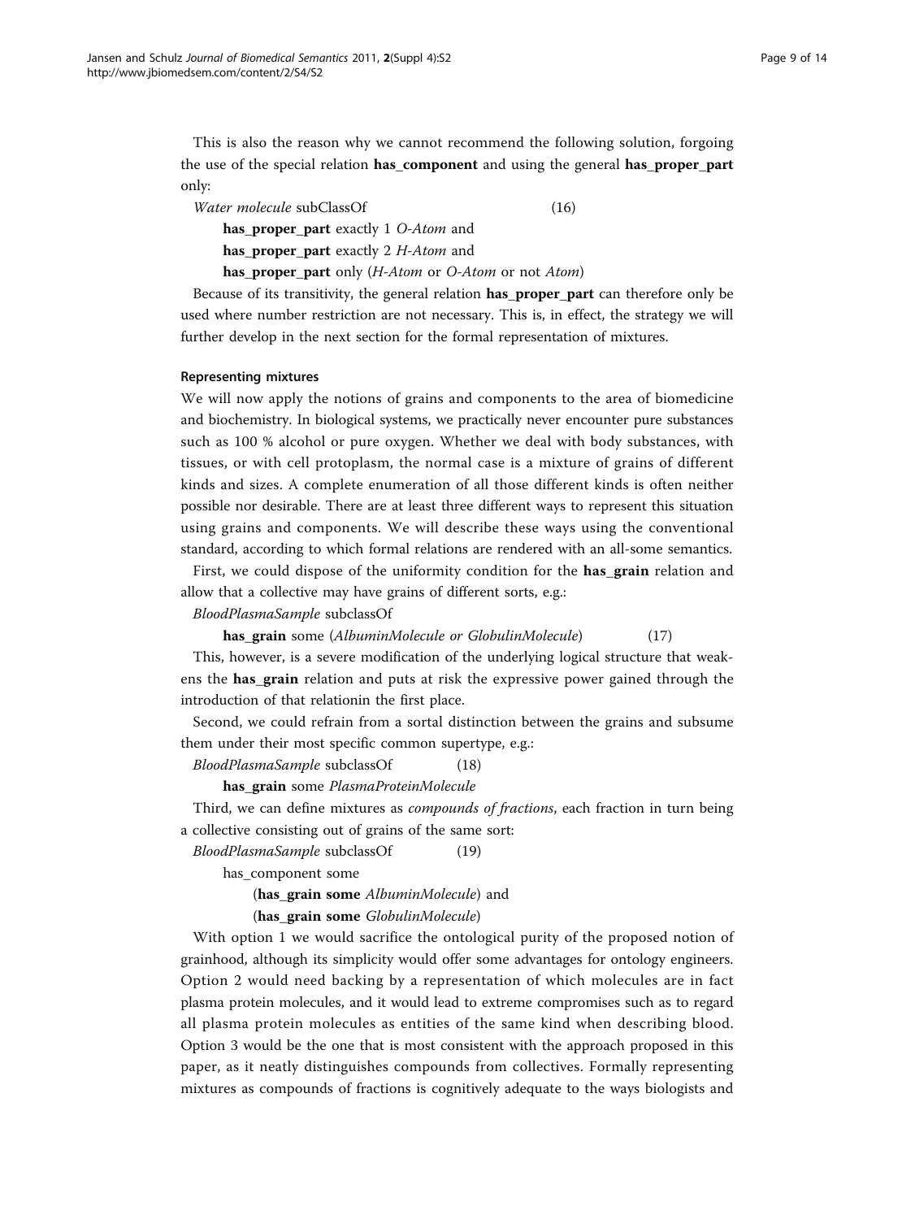This is also the reason why we cannot recommend the following solution, forgoing the use of the special relation **has_component** and using the general **has_proper_part** only:

*Water molecule* subClassOf (16)

**has_proper_part** exactly 1 *O-Atom* and

**has_proper_part** exactly 2 *H-Atom* and

**has_proper_part** only (*H-Atom* or *O-Atom* or not *Atom*)

Because of its transitivity, the general relation **has_proper_part** can therefore only be used where number restriction are not necessary. This is, in effect, the strategy we will further develop in the next section for the formal representation of mixtures.

#### Representing mixtures

We will now apply the notions of grains and components to the area of biomedicine and biochemistry. In biological systems, we practically never encounter pure substances such as 100 % alcohol or pure oxygen. Whether we deal with body substances, with tissues, or with cell protoplasm, the normal case is a mixture of grains of different kinds and sizes. A complete enumeration of all those different kinds is often neither possible nor desirable. There are at least three different ways to represent this situation using grains and components. We will describe these ways using the conventional standard, according to which formal relations are rendered with an all-some semantics.

First, we could dispose of the uniformity condition for the **has_grain** relation and allow that a collective may have grains of different sorts, e.g.:

*BloodPlasmaSample* subclassOf

**has_grain** some (*AlbuminMolecule or GlobulinMolecule*) (17)

This, however, is a severe modification of the underlying logical structure that weakens the **has_grain** relation and puts at risk the expressive power gained through the introduction of that relationin the first place.

Second, we could refrain from a sortal distinction between the grains and subsume them under their most specific common supertype, e.g.:

*BloodPlasmaSample* subclassOf (18)

**has_grain** some *PlasmaProteinMolecule*

Third, we can define mixtures as *compounds of fractions*, each fraction in turn being a collective consisting out of grains of the same sort:

*BloodPlasmaSample* subclassOf (19)

has_component some

(**has_grain some** *AlbuminMolecule*) and

(**has_grain some** *GlobulinMolecule*)

With option 1 we would sacrifice the ontological purity of the proposed notion of grainhood, although its simplicity would offer some advantages for ontology engineers. Option 2 would need backing by a representation of which molecules are in fact plasma protein molecules, and it would lead to extreme compromises such as to regard all plasma protein molecules as entities of the same kind when describing blood. Option 3 would be the one that is most consistent with the approach proposed in this paper, as it neatly distinguishes compounds from collectives. Formally representing mixtures as compounds of fractions is cognitively adequate to the ways biologists and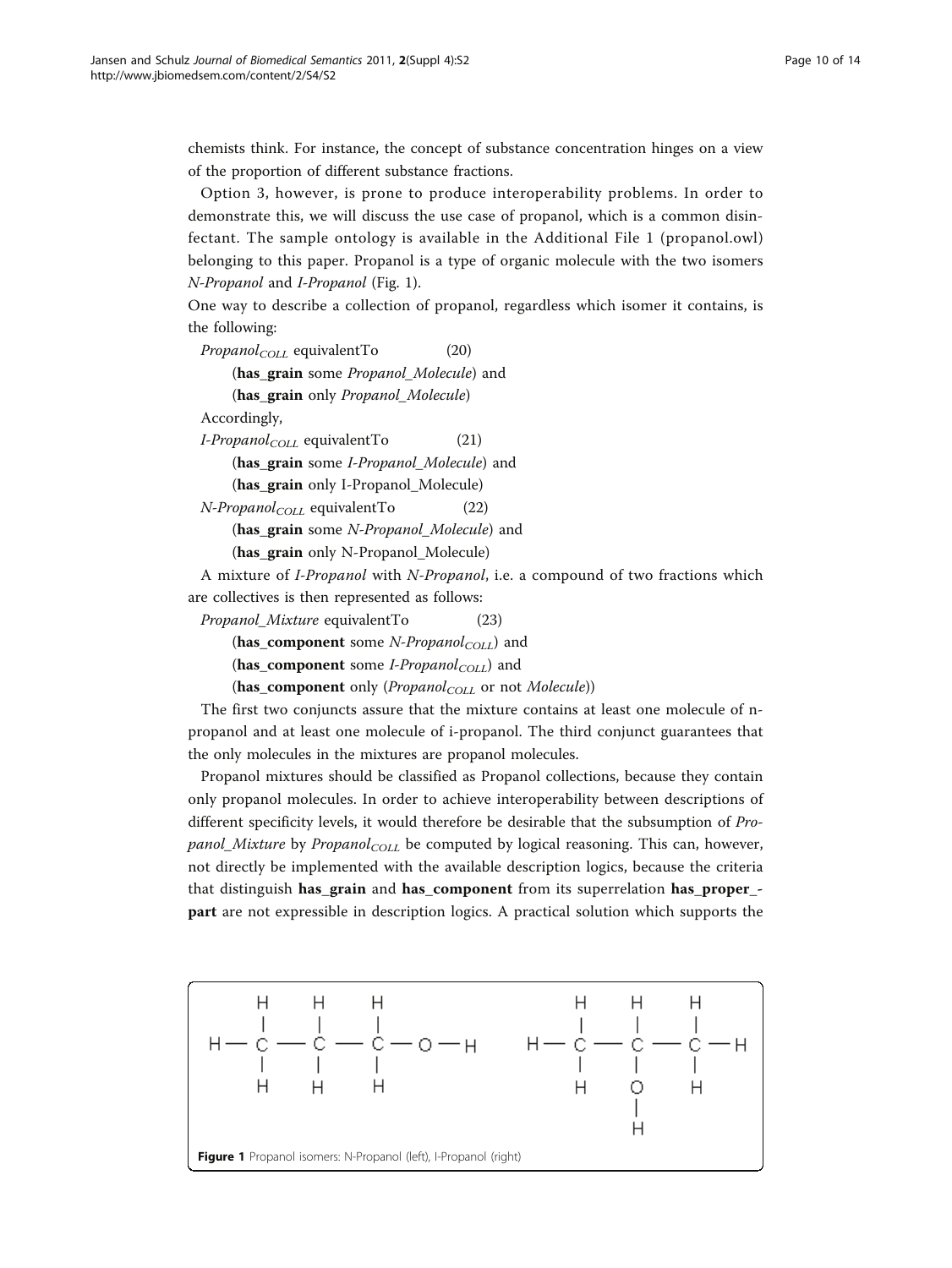chemists think. For instance, the concept of substance concentration hinges on a view of the proportion of different substance fractions.

Option 3, however, is prone to produce interoperability problems. In order to demonstrate this, we will discuss the use case of propanol, which is a common disinfectant. The sample ontology is available in the Additional File 1 (propanol.owl) belonging to this paper. Propanol is a type of organic molecule with the two isomers *N-Propanol* and *I-Propanol* (Fig. 1).

One way to describe a collection of propanol, regardless which isomer it contains, is the following:

$Propanol_{COLL}$ equivalentTo (20)

(**has_grain** some *Propanol_Molecule*) and

(**has_grain** only *Propanol_Molecule*)

Accordingly,

$I\text{-}Propanol_{COLL}$ equivalentTo (21)

(**has_grain** some *I-Propanol_Molecule*) and

(**has_grain** only I-Propanol_Molecule)

$N\text{-}Propanol_{COLL}$ equivalentTo (22)

(**has_grain** some *N-Propanol_Molecule*) and

(**has_grain** only N-Propanol_Molecule)

A mixture of *I-Propanol* with *N-Propanol*, i.e. a compound of two fractions which are collectives is then represented as follows:

*Propanol_Mixture* equivalentTo (23)

(**has_component** some $N\text{-}Propanol_{COLL}$) and

(**has_component** some $I\text{-}Propanol_{COLL}$) and

(**has_component** only ($Propanol_{COLL}$ or not *Molecule*))

The first two conjuncts assure that the mixture contains at least one molecule of n-propanol and at least one molecule of i-propanol. The third conjunct guarantees that the only molecules in the mixtures are propanol molecules.

Propanol mixtures should be classified as Propanol collections, because they contain only propanol molecules. In order to achieve interoperability between descriptions of different specificity levels, it would therefore be desirable that the subsumption of *Propanol_Mixture* by $Propanol_{COLL}$ be computed by logical reasoning. This can, however, not directly be implemented with the available description logics, because the criteria that distinguish **has_grain** and **has_component** from its superrelation **has_proper_part** are not expressible in description logics. A practical solution which supports the

**Figure 1** Propanol isomers: N-Propanol (left), I-Propanol (right)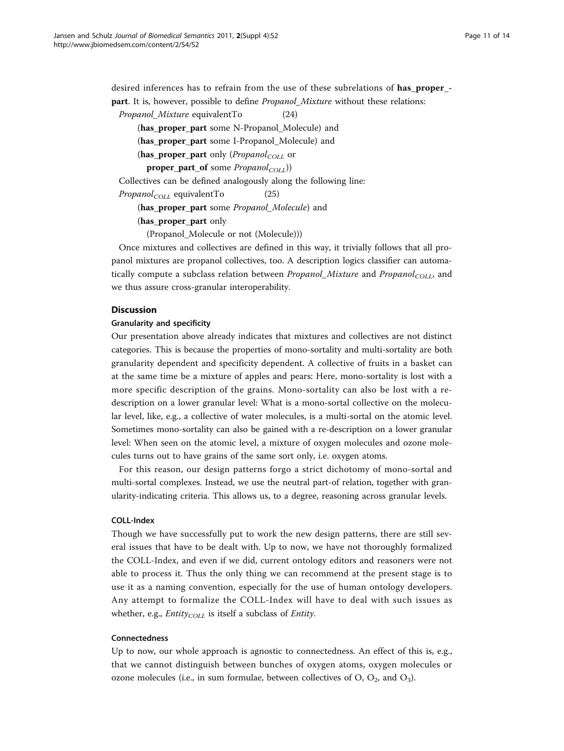desired inferences has to refrain from the use of these subrelations of **has_proper_-part**. It is, however, possible to define *Propanol_Mixture* without these relations:

*Propanol_Mixture* equivalentTo (24)

(**has_proper_part** some N-Propanol_Molecule) and

(**has_proper_part** some I-Propanol_Molecule) and

(**has_proper_part** only ($Propanol_{COLL}$ or

**proper_part_of** some $Propanol_{COLL}$))

Collectives can be defined analogously along the following line:

$Propanol_{COLL}$ equivalentTo (25)

(**has_proper_part** some *Propanol_Molecule*) and

(**has_proper_part** only

(Propanol_Molecule or not (Molecule)))

Once mixtures and collectives are defined in this way, it trivially follows that all propanol mixtures are propanol collectives, too. A description logics classifier can automatically compute a subclass relation between *Propanol_Mixture* and $Propanol_{COLL}$, and we thus assure cross-granular interoperability.

## Discussion

### Granularity and specificity

Our presentation above already indicates that mixtures and collectives are not distinct categories. This is because the properties of mono-sortality and multi-sortality are both granularity dependent and specificity dependent. A collective of fruits in a basket can at the same time be a mixture of apples and pears: Here, mono-sortality is lost with a more specific description of the grains. Mono-sortality can also be lost with a re-description on a lower granular level: What is a mono-sortal collective on the molecular level, like, e.g., a collective of water molecules, is a multi-sortal on the atomic level. Sometimes mono-sortality can also be gained with a re-description on a lower granular level: When seen on the atomic level, a mixture of oxygen molecules and ozone molecules turns out to have grains of the same sort only, i.e. oxygen atoms.

For this reason, our design patterns forgo a strict dichotomy of mono-sortal and multi-sortal complexes. Instead, we use the neutral part-of relation, together with granularity-indicating criteria. This allows us, to a degree, reasoning across granular levels.

### COLL-Index

Though we have successfully put to work the new design patterns, there are still several issues that have to be dealt with. Up to now, we have not thoroughly formalized the COLL-Index, and even if we did, current ontology editors and reasoners were not able to process it. Thus the only thing we can recommend at the present stage is to use it as a naming convention, especially for the use of human ontology developers. Any attempt to formalize the COLL-Index will have to deal with such issues as whether, e.g., $Entity_{COLL}$ is itself a subclass of *Entity*.

### Connectedness

Up to now, our whole approach is agnostic to connectedness. An effect of this is, e.g., that we cannot distinguish between bunches of oxygen atoms, oxygen molecules or ozone molecules (i.e., in sum formulae, between collectives of O, $O_2$, and $O_3$).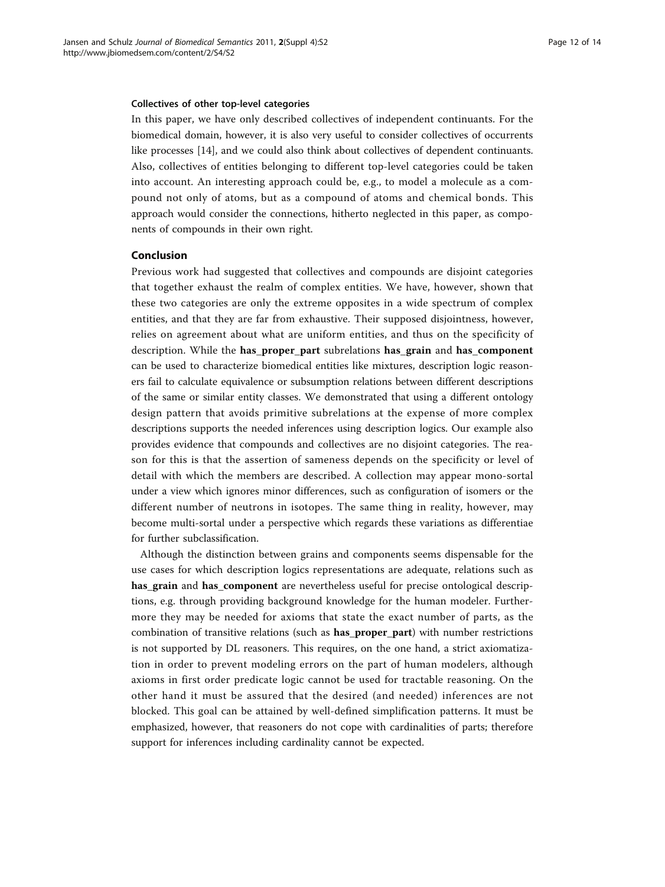#### Collectives of other top-level categories

In this paper, we have only described collectives of independent continuants. For the biomedical domain, however, it is also very useful to consider collectives of occurrents like processes [14], and we could also think about collectives of dependent continuants. Also, collectives of entities belonging to different top-level categories could be taken into account. An interesting approach could be, e.g., to model a molecule as a compound not only of atoms, but as a compound of atoms and chemical bonds. This approach would consider the connections, hitherto neglected in this paper, as components of compounds in their own right.

## Conclusion

Previous work had suggested that collectives and compounds are disjoint categories that together exhaust the realm of complex entities. We have, however, shown that these two categories are only the extreme opposites in a wide spectrum of complex entities, and that they are far from exhaustive. Their supposed disjointness, however, relies on agreement about what are uniform entities, and thus on the specificity of description. While the **has_proper_part** subrelations **has_grain** and **has_component** can be used to characterize biomedical entities like mixtures, description logic reasoners fail to calculate equivalence or subsumption relations between different descriptions of the same or similar entity classes. We demonstrated that using a different ontology design pattern that avoids primitive subrelations at the expense of more complex descriptions supports the needed inferences using description logics. Our example also provides evidence that compounds and collectives are no disjoint categories. The reason for this is that the assertion of sameness depends on the specificity or level of detail with which the members are described. A collection may appear mono-sortal under a view which ignores minor differences, such as configuration of isomers or the different number of neutrons in isotopes. The same thing in reality, however, may become multi-sortal under a perspective which regards these variations as differentiae for further subclassification.

Although the distinction between grains and components seems dispensable for the use cases for which description logics representations are adequate, relations such as **has_grain** and **has_component** are nevertheless useful for precise ontological descriptions, e.g. through providing background knowledge for the human modeler. Furthermore they may be needed for axioms that state the exact number of parts, as the combination of transitive relations (such as **has_proper_part**) with number restrictions is not supported by DL reasoners. This requires, on the one hand, a strict axiomatization in order to prevent modeling errors on the part of human modelers, although axioms in first order predicate logic cannot be used for tractable reasoning. On the other hand it must be assured that the desired (and needed) inferences are not blocked. This goal can be attained by well-defined simplification patterns. It must be emphasized, however, that reasoners do not cope with cardinalities of parts; therefore support for inferences including cardinality cannot be expected.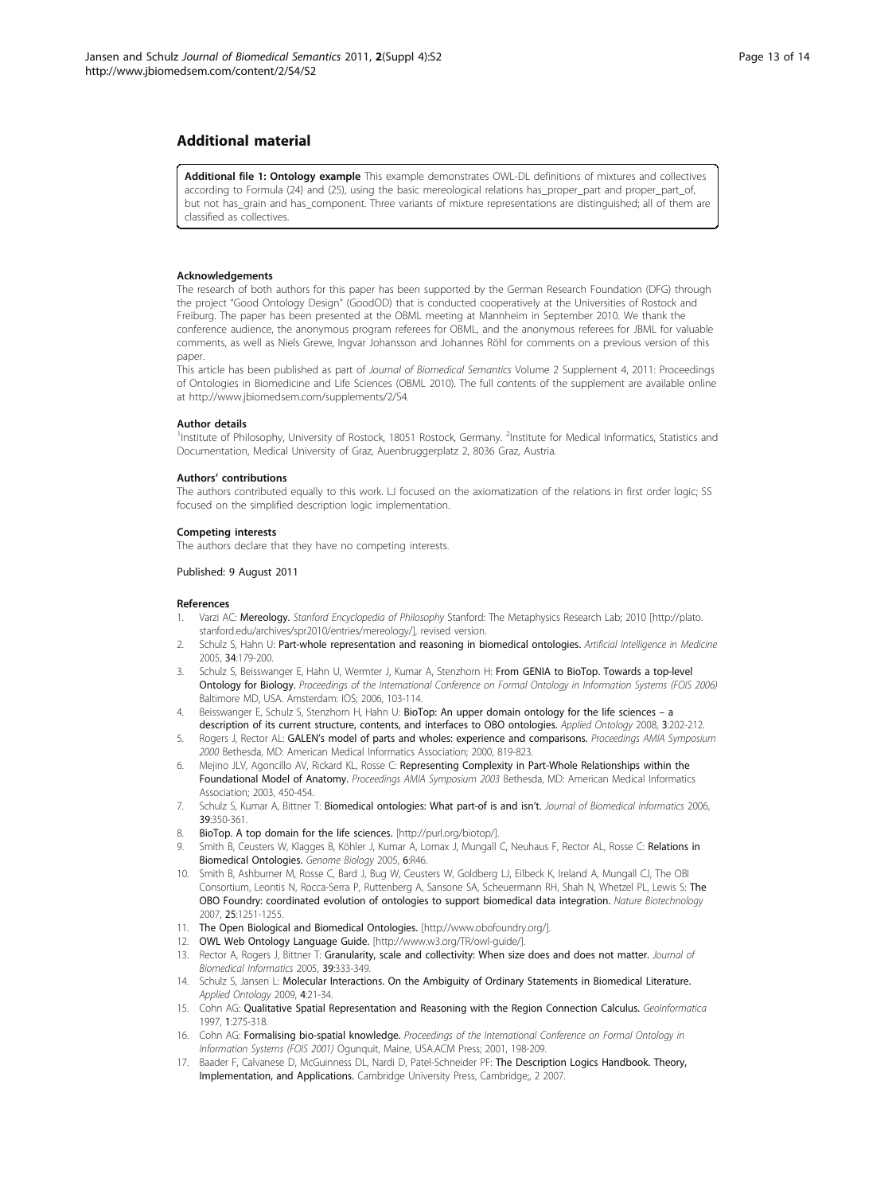## Additional material

**Additional file 1: Ontology example** This example demonstrates OWL-DL definitions of mixtures and collectives according to Formula (24) and (25), using the basic mereological relations has_proper_part and proper_part_of, but not has_grain and has_component. Three variants of mixture representations are distinguished; all of them are classified as collectives.

#### Acknowledgements

The research of both authors for this paper has been supported by the German Research Foundation (DFG) through the project "Good Ontology Design" (GoodOD) that is conducted cooperatively at the Universities of Rostock and Freiburg. The paper has been presented at the OBML meeting at Mannheim in September 2010. We thank the conference audience, the anonymous program referees for OBML, and the anonymous referees for JBML for valuable comments, as well as Niels Grewe, Ingvar Johansson and Johannes Röhl for comments on a previous version of this paper.

This article has been published as part of *Journal of Biomedical Semantics* Volume 2 Supplement 4, 2011: Proceedings of Ontologies in Biomedicine and Life Sciences (OBML 2010). The full contents of the supplement are available online at http://www.jbiomedsem.com/supplements/2/S4.

#### Author details

[1]Institute of Philosophy, University of Rostock, 18051 Rostock, Germany. [2]Institute for Medical Informatics, Statistics and Documentation, Medical University of Graz, Auenbruggerplatz 2, 8036 Graz, Austria.

#### Authors' contributions

The authors contributed equally to this work. LJ focused on the axiomatization of the relations in first order logic; SS focused on the simplified description logic implementation.

#### Competing interests

The authors declare that they have no competing interests.

Published: 9 August 2011

#### References

1. Varzi AC: **Mereology.** *Stanford Encyclopedia of Philosophy* Stanford: The Metaphysics Research Lab; 2010 [http://plato.stanford.edu/archives/spr2010/entries/mereology/], revised version.
2. Schulz S, Hahn U: **Part-whole representation and reasoning in biomedical ontologies.** *Artificial Intelligence in Medicine* 2005, **34**:179-200.
3. Schulz S, Beisswanger E, Hahn U, Wermter J, Kumar A, Stenzhorn H: **From GENIA to BioTop. Towards a top-level Ontology for Biology.** *Proceedings of the International Conference on Formal Ontology in Information Systems (FOIS 2006)* Baltimore MD, USA. Amsterdam: IOS; 2006, 103-114.
4. Beisswanger E, Schulz S, Stenzhorn H, Hahn U: **BioTop: An upper domain ontology for the life sciences – a description of its current structure, contents, and interfaces to OBO ontologies.** *Applied Ontology* 2008, **3**:202-212.
5. Rogers J, Rector AL: **GALEN's model of parts and wholes: experience and comparisons.** *Proceedings AMIA Symposium 2000* Bethesda, MD: American Medical Informatics Association; 2000, 819-823.
6. Mejino JLV, Agoncillo AV, Rickard KL, Rosse C: **Representing Complexity in Part-Whole Relationships within the Foundational Model of Anatomy.** *Proceedings AMIA Symposium 2003* Bethesda, MD: American Medical Informatics Association; 2003, 450-454.
7. Schulz S, Kumar A, Bittner T: **Biomedical ontologies: What part-of is and isn't.** *Journal of Biomedical Informatics* 2006, **39**:350-361.
8. **BioTop. A top domain for the life sciences.** [http://purl.org/biotop/].
9. Smith B, Ceusters W, Klagges B, Köhler J, Kumar A, Lomax J, Mungall C, Neuhaus F, Rector AL, Rosse C: **Relations in Biomedical Ontologies.** *Genome Biology* 2005, **6**:R46.
10. Smith B, Ashburner M, Rosse C, Bard J, Bug W, Ceusters W, Goldberg LJ, Eilbeck K, Ireland A, Mungall CJ, The OBI Consortium, Leontis N, Rocca-Serra P, Ruttenberg A, Sansone SA, Scheuermann RH, Shah N, Whetzel PL, Lewis S: **The OBO Foundry: coordinated evolution of ontologies to support biomedical data integration.** *Nature Biotechnology* 2007, **25**:1251-1255.
11. **The Open Biological and Biomedical Ontologies.** [http://www.obofoundry.org/].
12. **OWL Web Ontology Language Guide.** [http://www.w3.org/TR/owl-guide/].
13. Rector A, Rogers J, Bittner T: **Granularity, scale and collectivity: When size does and does not matter.** *Journal of Biomedical Informatics* 2005, **39**:333-349.
14. Schulz S, Jansen L: **Molecular Interactions. On the Ambiguity of Ordinary Statements in Biomedical Literature.** *Applied Ontology* 2009, **4**:21-34.
15. Cohn AG: **Qualitative Spatial Representation and Reasoning with the Region Connection Calculus.** *GeoInformatica* 1997, **1**:275-318.
16. Cohn AG: **Formalising bio-spatial knowledge.** *Proceedings of the International Conference on Formal Ontology in Information Systems (FOIS 2001)* Ogunquit, Maine, USA.ACM Press; 2001, 198-209.
17. Baader F, Calvanese D, McGuinness DL, Nardi D, Patel-Schneider PF: **The Description Logics Handbook. Theory, Implementation, and Applications.** Cambridge University Press, Cambridge;, 2 2007.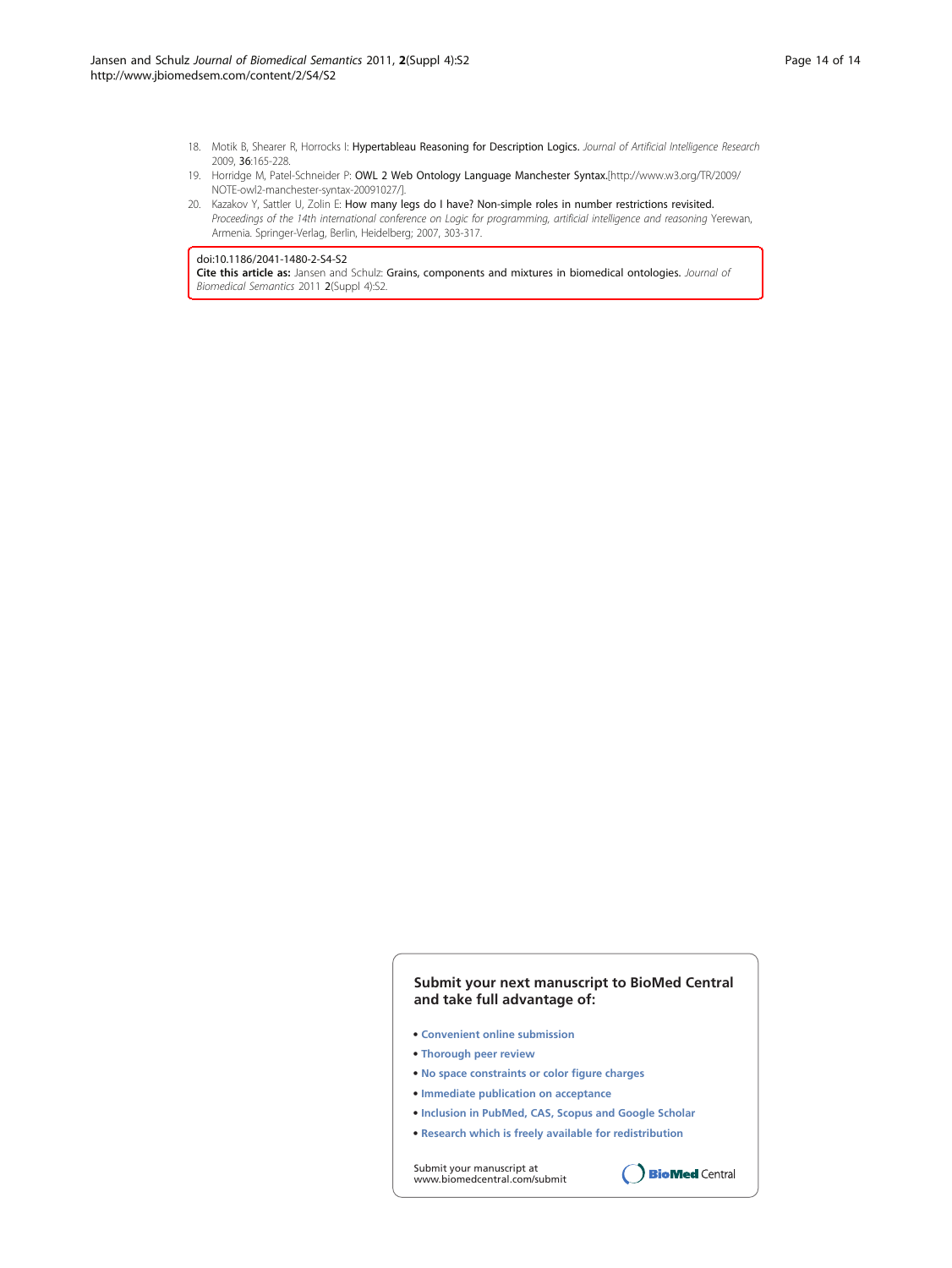18. Motik B, Shearer R, Horrocks I: **Hypertableau Reasoning for Description Logics.** *Journal of Artificial Intelligence Research* 2009, **36**:165-228.
19. Horridge M, Patel-Schneider P: **OWL 2 Web Ontology Language Manchester Syntax.**[http://www.w3.org/TR/2009/NOTE-owl2-manchester-syntax-20091027/].
20. Kazakov Y, Sattler U, Zolin E: **How many legs do I have? Non-simple roles in number restrictions revisited.** *Proceedings of the 14th international conference on Logic for programming, artificial intelligence and reasoning* Yerewan, Armenia. Springer-Verlag, Berlin, Heidelberg; 2007, 303-317.

doi:10.1186/2041-1480-2-S4-S2
**Cite this article as:** Jansen and Schulz: Grains, components and mixtures in biomedical ontologies. *Journal of Biomedical Semantics* 2011 **2**(Suppl 4):S2.

**Submit your next manuscript to BioMed Central and take full advantage of:**

- **Convenient online submission**
- **Thorough peer review**
- **No space constraints or color figure charges**
- **Immediate publication on acceptance**
- **Inclusion in PubMed, CAS, Scopus and Google Scholar**
- **Research which is freely available for redistribution**

Submit your manuscript at
www.biomedcentral.com/submit

BioMed Central